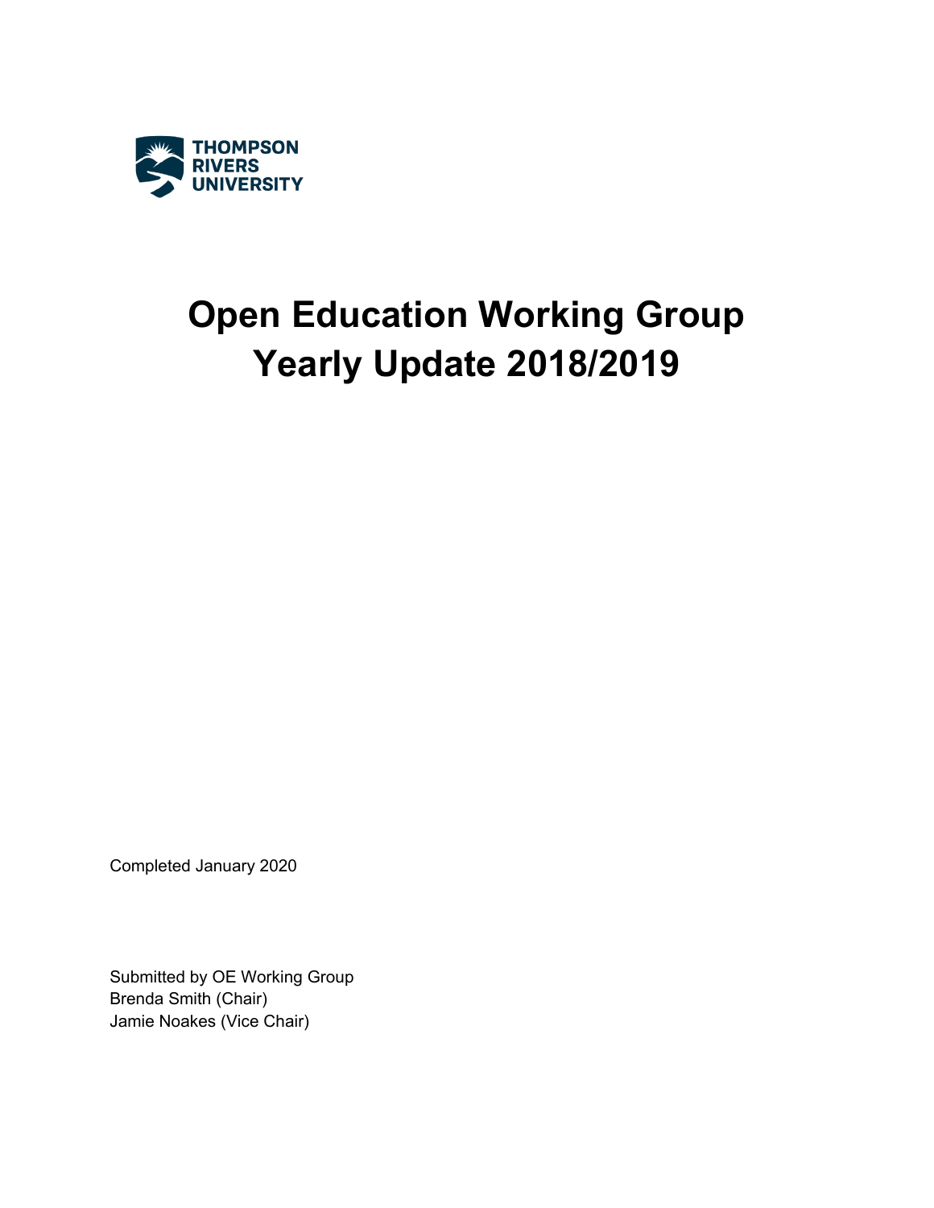THOMPSON RIVERS UNIVERSITY

# Open Education Working Group
# Yearly Update 2018/2019

Completed January 2020

Submitted by OE Working Group
Brenda Smith (Chair)
Jamie Noakes (Vice Chair)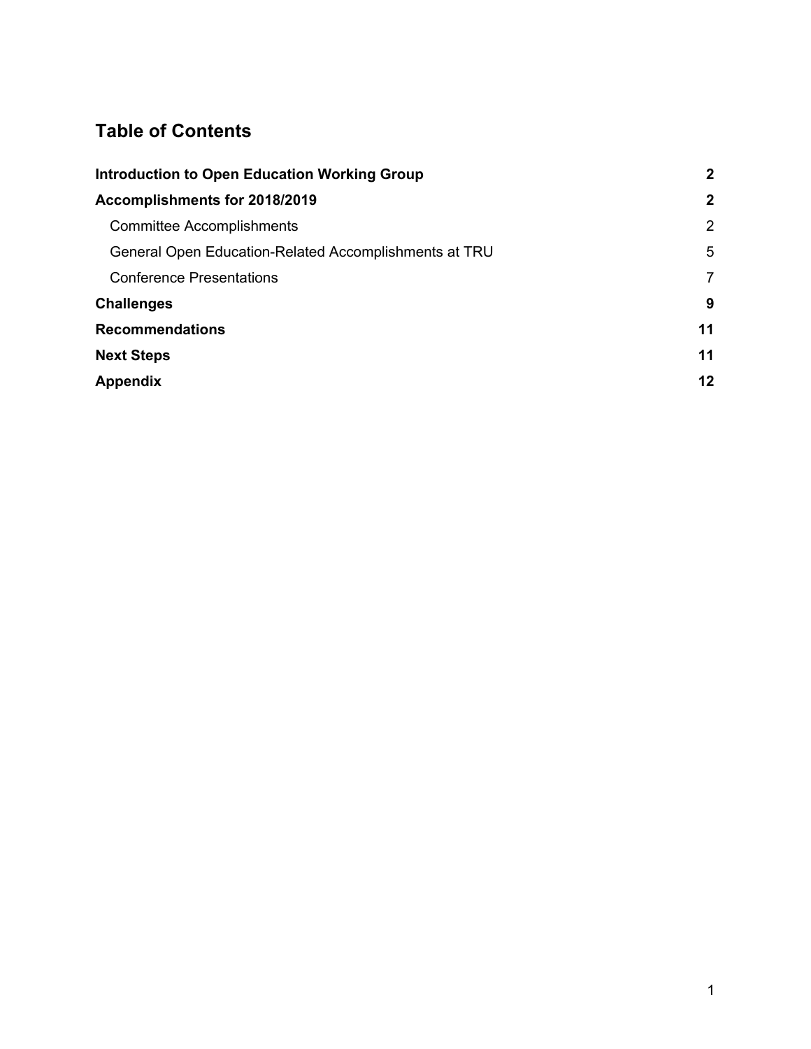## Table of Contents

| | |
|---|---|
| **Introduction to Open Education Working Group** | **2** |
| **Accomplishments for 2018/2019** | **2** |
| Committee Accomplishments | 2 |
| General Open Education-Related Accomplishments at TRU | 5 |
| Conference Presentations | 7 |
| **Challenges** | **9** |
| **Recommendations** | **11** |
| **Next Steps** | **11** |
| **Appendix** | **12** |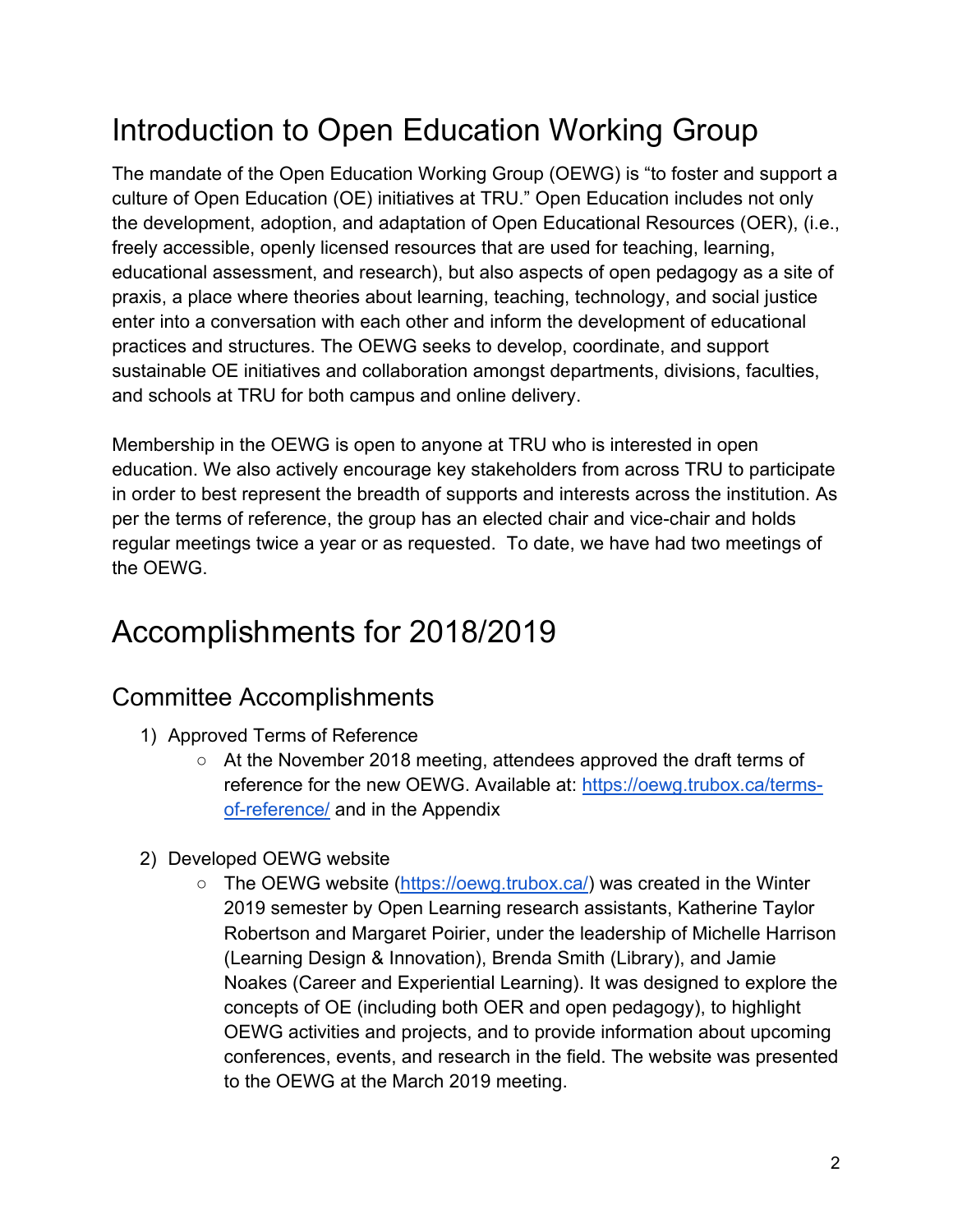# Introduction to Open Education Working Group

The mandate of the Open Education Working Group (OEWG) is "to foster and support a culture of Open Education (OE) initiatives at TRU." Open Education includes not only the development, adoption, and adaptation of Open Educational Resources (OER), (i.e., freely accessible, openly licensed resources that are used for teaching, learning, educational assessment, and research), but also aspects of open pedagogy as a site of praxis, a place where theories about learning, teaching, technology, and social justice enter into a conversation with each other and inform the development of educational practices and structures. The OEWG seeks to develop, coordinate, and support sustainable OE initiatives and collaboration amongst departments, divisions, faculties, and schools at TRU for both campus and online delivery.

Membership in the OEWG is open to anyone at TRU who is interested in open education. We also actively encourage key stakeholders from across TRU to participate in order to best represent the breadth of supports and interests across the institution. As per the terms of reference, the group has an elected chair and vice-chair and holds regular meetings twice a year or as requested. To date, we have had two meetings of the OEWG.

# Accomplishments for 2018/2019

## Committee Accomplishments

1) Approved Terms of Reference
   - At the November 2018 meeting, attendees approved the draft terms of reference for the new OEWG. Available at: [https://oewg.trubox.ca/terms-of-reference/](https://oewg.trubox.ca/terms-of-reference/) and in the Appendix

2) Developed OEWG website
   - The OEWG website ([https://oewg.trubox.ca/](https://oewg.trubox.ca/)) was created in the Winter 2019 semester by Open Learning research assistants, Katherine Taylor Robertson and Margaret Poirier, under the leadership of Michelle Harrison (Learning Design & Innovation), Brenda Smith (Library), and Jamie Noakes (Career and Experiential Learning). It was designed to explore the concepts of OE (including both OER and open pedagogy), to highlight OEWG activities and projects, and to provide information about upcoming conferences, events, and research in the field. The website was presented to the OEWG at the March 2019 meeting.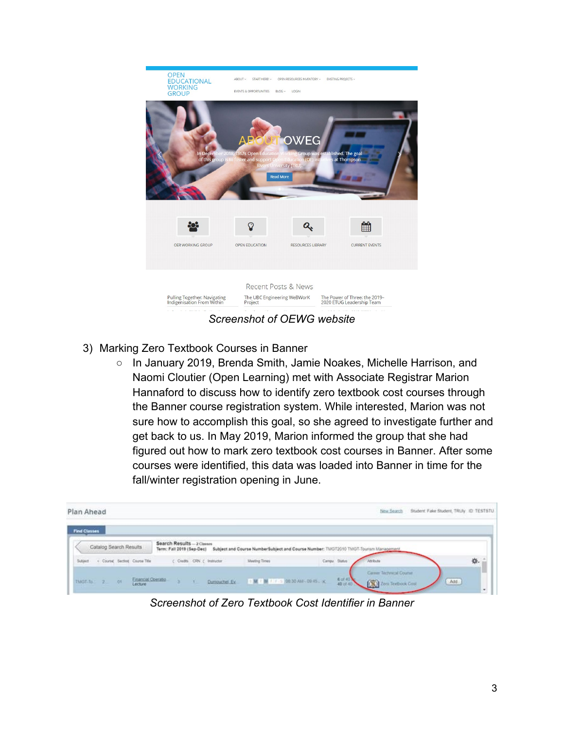*Screenshot of OEWG website*

3) Marking Zero Textbook Courses in Banner
   - In January 2019, Brenda Smith, Jamie Noakes, Michelle Harrison, and Naomi Cloutier (Open Learning) met with Associate Registrar Marion Hannaford to discuss how to identify zero textbook cost courses through the Banner course registration system. While interested, Marion was not sure how to accomplish this goal, so she agreed to investigate further and get back to us. In May 2019, Marion informed the group that she had figured out how to mark zero textbook cost courses in Banner. After some courses were identified, this data was loaded into Banner in time for the fall/winter registration opening in June.

*Screenshot of Zero Textbook Cost Identifier in Banner*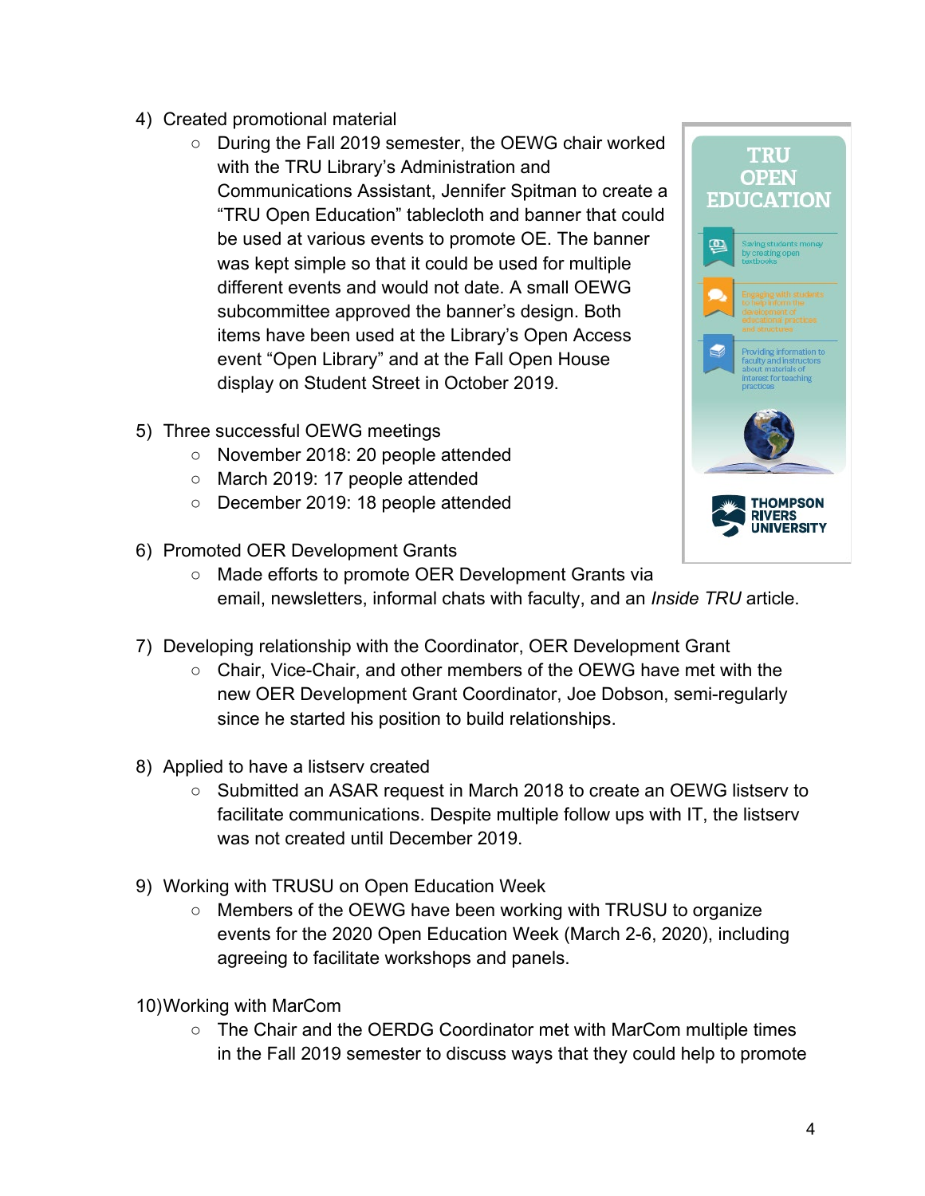4) Created promotional material
    - During the Fall 2019 semester, the OEWG chair worked with the TRU Library's Administration and Communications Assistant, Jennifer Spitman to create a "TRU Open Education" tablecloth and banner that could be used at various events to promote OE. The banner was kept simple so that it could be used for multiple different events and would not date. A small OEWG subcommittee approved the banner's design. Both items have been used at the Library's Open Access event "Open Library" and at the Fall Open House display on Student Street in October 2019.

5) Three successful OEWG meetings
    - November 2018: 20 people attended
    - March 2019: 17 people attended
    - December 2019: 18 people attended

6) Promoted OER Development Grants
    - Made efforts to promote OER Development Grants via email, newsletters, informal chats with faculty, and an *Inside TRU* article.

7) Developing relationship with the Coordinator, OER Development Grant
    - Chair, Vice-Chair, and other members of the OEWG have met with the new OER Development Grant Coordinator, Joe Dobson, semi-regularly since he started his position to build relationships.

8) Applied to have a listserv created
    - Submitted an ASAR request in March 2018 to create an OEWG listserv to facilitate communications. Despite multiple follow ups with IT, the listserv was not created until December 2019.

9) Working with TRUSU on Open Education Week
    - Members of the OEWG have been working with TRUSU to organize events for the 2020 Open Education Week (March 2-6, 2020), including agreeing to facilitate workshops and panels.

10) Working with MarCom
    - The Chair and the OERDG Coordinator met with MarCom multiple times in the Fall 2019 semester to discuss ways that they could help to promote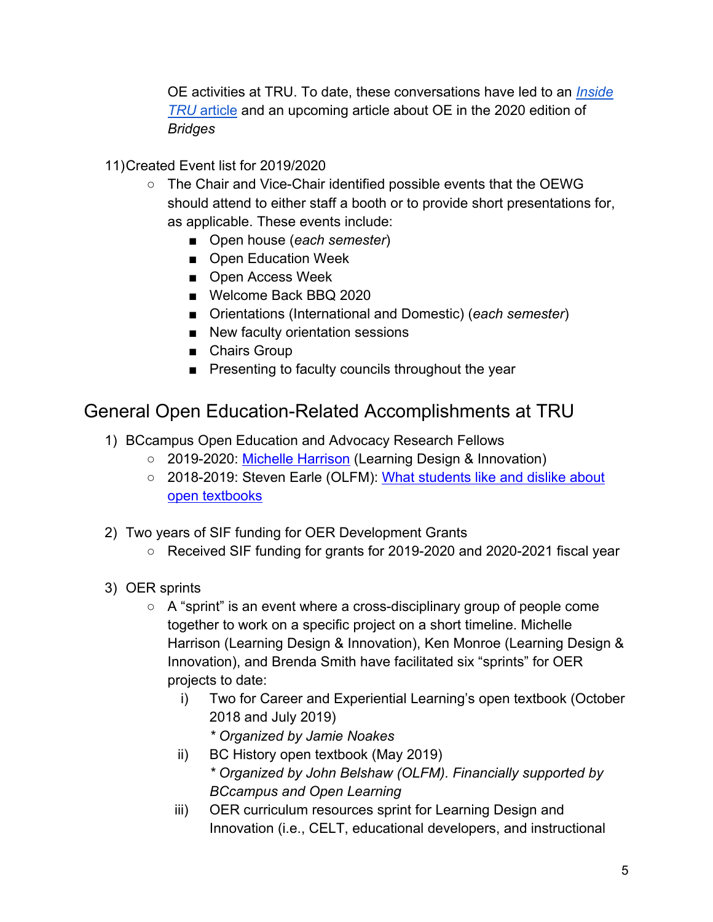OE activities at TRU. To date, these conversations have led to an *Inside TRU* article and an upcoming article about OE in the 2020 edition of *Bridges*

11) Created Event list for 2019/2020
   - The Chair and Vice-Chair identified possible events that the OEWG should attend to either staff a booth or to provide short presentations for, as applicable. These events include:
     - Open house (*each semester*)
     - Open Education Week
     - Open Access Week
     - Welcome Back BBQ 2020
     - Orientations (International and Domestic) (*each semester*)
     - New faculty orientation sessions
     - Chairs Group
     - Presenting to faculty councils throughout the year

## General Open Education-Related Accomplishments at TRU

1) BCcampus Open Education and Advocacy Research Fellows
   - 2019-2020: Michelle Harrison (Learning Design & Innovation)
   - 2018-2019: Steven Earle (OLFM): What students like and dislike about open textbooks

2) Two years of SIF funding for OER Development Grants
   - Received SIF funding for grants for 2019-2020 and 2020-2021 fiscal year

3) OER sprints
   - A "sprint" is an event where a cross-disciplinary group of people come together to work on a specific project on a short timeline. Michelle Harrison (Learning Design & Innovation), Ken Monroe (Learning Design & Innovation), and Brenda Smith have facilitated six "sprints" for OER projects to date:
     i) Two for Career and Experiential Learning's open textbook (October 2018 and July 2019)
        *\* Organized by Jamie Noakes*
     ii) BC History open textbook (May 2019)
        *\* Organized by John Belshaw (OLFM). Financially supported by BCcampus and Open Learning*
     iii) OER curriculum resources sprint for Learning Design and Innovation (i.e., CELT, educational developers, and instructional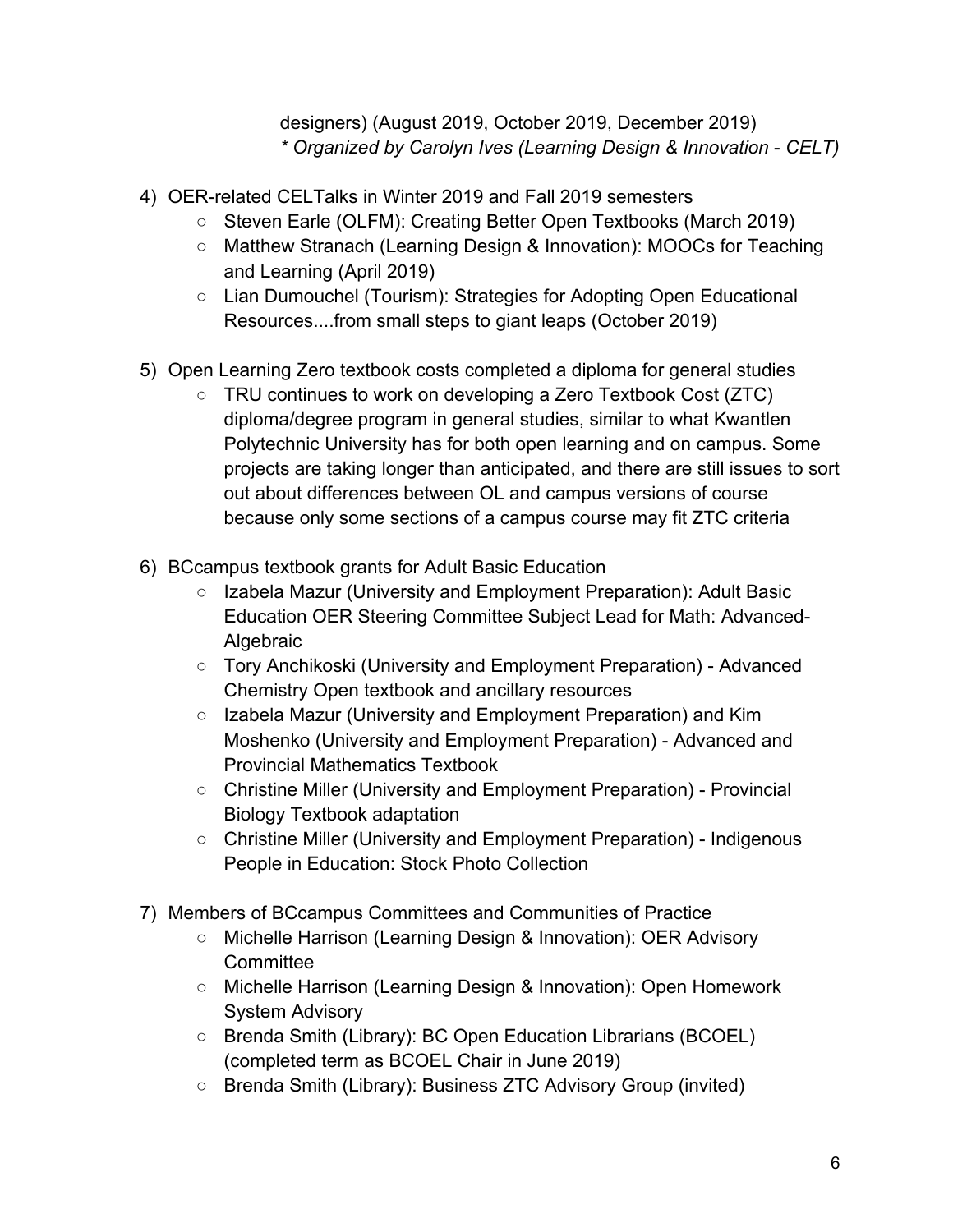designers) (August 2019, October 2019, December 2019)
*\* Organized by Carolyn Ives (Learning Design & Innovation - CELT)*

4) OER-related CELTalks in Winter 2019 and Fall 2019 semesters
    - Steven Earle (OLFM): Creating Better Open Textbooks (March 2019)
    - Matthew Stranach (Learning Design & Innovation): MOOCs for Teaching and Learning (April 2019)
    - Lian Dumouchel (Tourism): Strategies for Adopting Open Educational Resources....from small steps to giant leaps (October 2019)

5) Open Learning Zero textbook costs completed a diploma for general studies
    - TRU continues to work on developing a Zero Textbook Cost (ZTC) diploma/degree program in general studies, similar to what Kwantlen Polytechnic University has for both open learning and on campus. Some projects are taking longer than anticipated, and there are still issues to sort out about differences between OL and campus versions of course because only some sections of a campus course may fit ZTC criteria

6) BCcampus textbook grants for Adult Basic Education
    - Izabela Mazur (University and Employment Preparation): Adult Basic Education OER Steering Committee Subject Lead for Math: Advanced-Algebraic
    - Tory Anchikoski (University and Employment Preparation) - Advanced Chemistry Open textbook and ancillary resources
    - Izabela Mazur (University and Employment Preparation) and Kim Moshenko (University and Employment Preparation) - Advanced and Provincial Mathematics Textbook
    - Christine Miller (University and Employment Preparation) - Provincial Biology Textbook adaptation
    - Christine Miller (University and Employment Preparation) - Indigenous People in Education: Stock Photo Collection

7) Members of BCcampus Committees and Communities of Practice
    - Michelle Harrison (Learning Design & Innovation): OER Advisory Committee
    - Michelle Harrison (Learning Design & Innovation): Open Homework System Advisory
    - Brenda Smith (Library): BC Open Education Librarians (BCOEL) (completed term as BCOEL Chair in June 2019)
    - Brenda Smith (Library): Business ZTC Advisory Group (invited)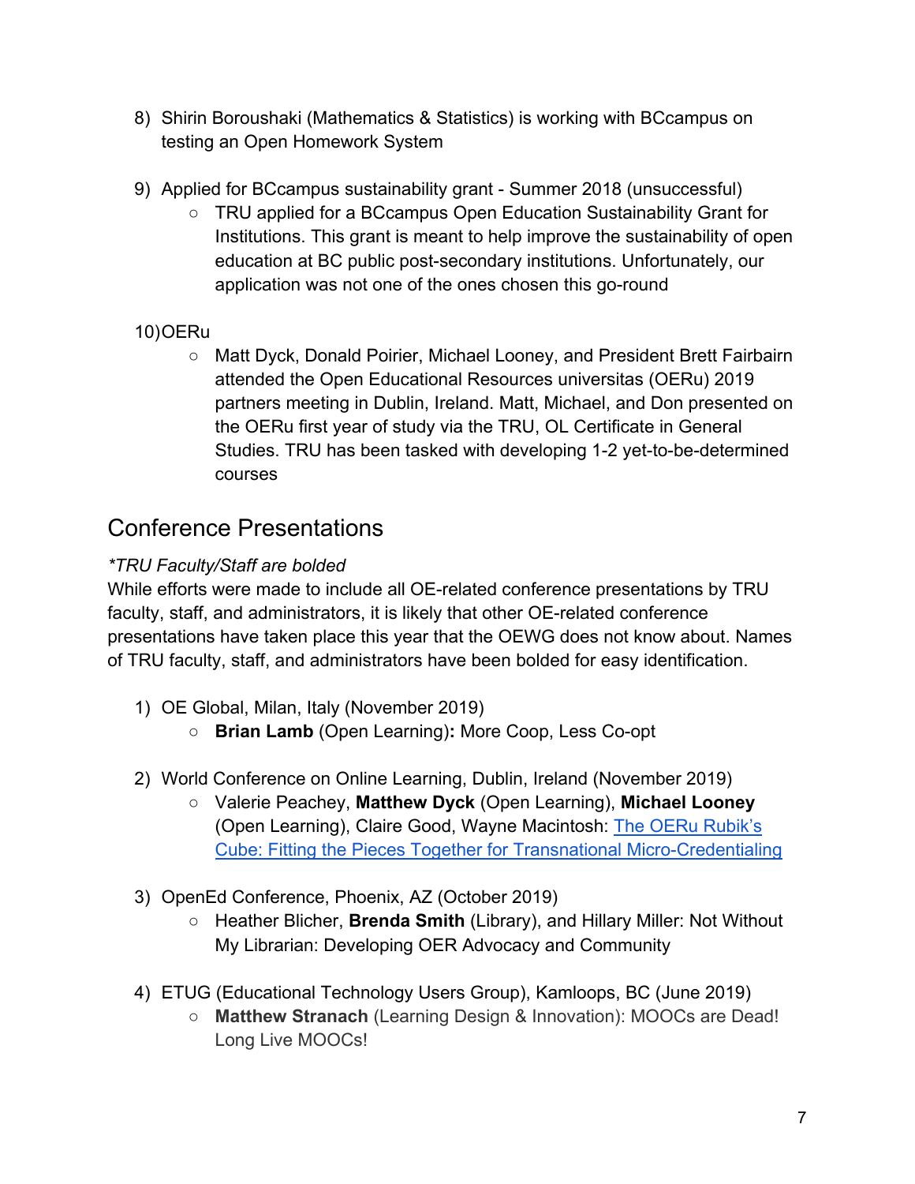8) Shirin Boroushaki (Mathematics & Statistics) is working with BCcampus on testing an Open Homework System

9) Applied for BCcampus sustainability grant - Summer 2018 (unsuccessful)
   - TRU applied for a BCcampus Open Education Sustainability Grant for Institutions. This grant is meant to help improve the sustainability of open education at BC public post-secondary institutions. Unfortunately, our application was not one of the ones chosen this go-round

10) OERu
   - Matt Dyck, Donald Poirier, Michael Looney, and President Brett Fairbairn attended the Open Educational Resources universitas (OERu) 2019 partners meeting in Dublin, Ireland. Matt, Michael, and Don presented on the OERu first year of study via the TRU, OL Certificate in General Studies. TRU has been tasked with developing 1-2 yet-to-be-determined courses

## Conference Presentations

*\*TRU Faculty/Staff are bolded*

While efforts were made to include all OE-related conference presentations by TRU faculty, staff, and administrators, it is likely that other OE-related conference presentations have taken place this year that the OEWG does not know about. Names of TRU faculty, staff, and administrators have been bolded for easy identification.

1) OE Global, Milan, Italy (November 2019)
   - **Brian Lamb** (Open Learning)**:** More Coop, Less Co-opt

2) World Conference on Online Learning, Dublin, Ireland (November 2019)
   - Valerie Peachey, **Matthew Dyck** (Open Learning), **Michael Looney** (Open Learning), Claire Good, Wayne Macintosh: The OERu Rubik's Cube: Fitting the Pieces Together for Transnational Micro-Credentialing

3) OpenEd Conference, Phoenix, AZ (October 2019)
   - Heather Blicher, **Brenda Smith** (Library), and Hillary Miller: Not Without My Librarian: Developing OER Advocacy and Community

4) ETUG (Educational Technology Users Group), Kamloops, BC (June 2019)
   - **Matthew Stranach** (Learning Design & Innovation): MOOCs are Dead! Long Live MOOCs!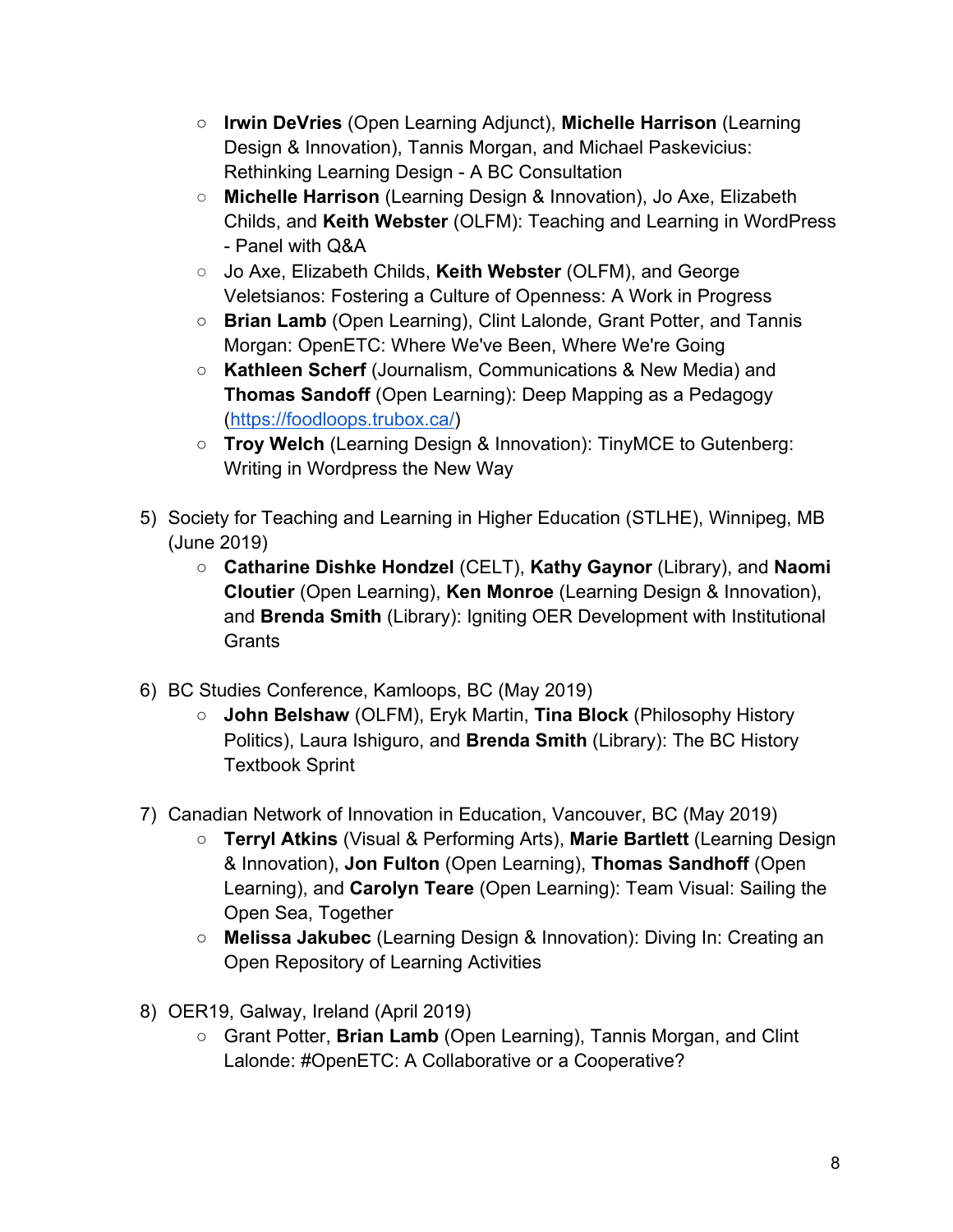- **Irwin DeVries** (Open Learning Adjunct), **Michelle Harrison** (Learning Design & Innovation), Tannis Morgan, and Michael Paskevicius: Rethinking Learning Design - A BC Consultation
- **Michelle Harrison** (Learning Design & Innovation), Jo Axe, Elizabeth Childs, and **Keith Webster** (OLFM): Teaching and Learning in WordPress - Panel with Q&A
- Jo Axe, Elizabeth Childs, **Keith Webster** (OLFM), and George Veletsianos: Fostering a Culture of Openness: A Work in Progress
- **Brian Lamb** (Open Learning), Clint Lalonde, Grant Potter, and Tannis Morgan: OpenETC: Where We've Been, Where We're Going
- **Kathleen Scherf** (Journalism, Communications & New Media) and **Thomas Sandoff** (Open Learning): Deep Mapping as a Pedagogy ([https://foodloops.trubox.ca/](https://foodloops.trubox.ca/))
- **Troy Welch** (Learning Design & Innovation): TinyMCE to Gutenberg: Writing in Wordpress the New Way

5) Society for Teaching and Learning in Higher Education (STLHE), Winnipeg, MB (June 2019)
   - **Catharine Dishke Hondzel** (CELT), **Kathy Gaynor** (Library), and **Naomi Cloutier** (Open Learning), **Ken Monroe** (Learning Design & Innovation), and **Brenda Smith** (Library): Igniting OER Development with Institutional Grants

6) BC Studies Conference, Kamloops, BC (May 2019)
   - **John Belshaw** (OLFM), Eryk Martin, **Tina Block** (Philosophy History Politics), Laura Ishiguro, and **Brenda Smith** (Library): The BC History Textbook Sprint

7) Canadian Network of Innovation in Education, Vancouver, BC (May 2019)
   - **Terryl Atkins** (Visual & Performing Arts), **Marie Bartlett** (Learning Design & Innovation), **Jon Fulton** (Open Learning), **Thomas Sandhoff** (Open Learning), and **Carolyn Teare** (Open Learning): Team Visual: Sailing the Open Sea, Together
   - **Melissa Jakubec** (Learning Design & Innovation): Diving In: Creating an Open Repository of Learning Activities

8) OER19, Galway, Ireland (April 2019)
   - Grant Potter, **Brian Lamb** (Open Learning), Tannis Morgan, and Clint Lalonde: #OpenETC: A Collaborative or a Cooperative?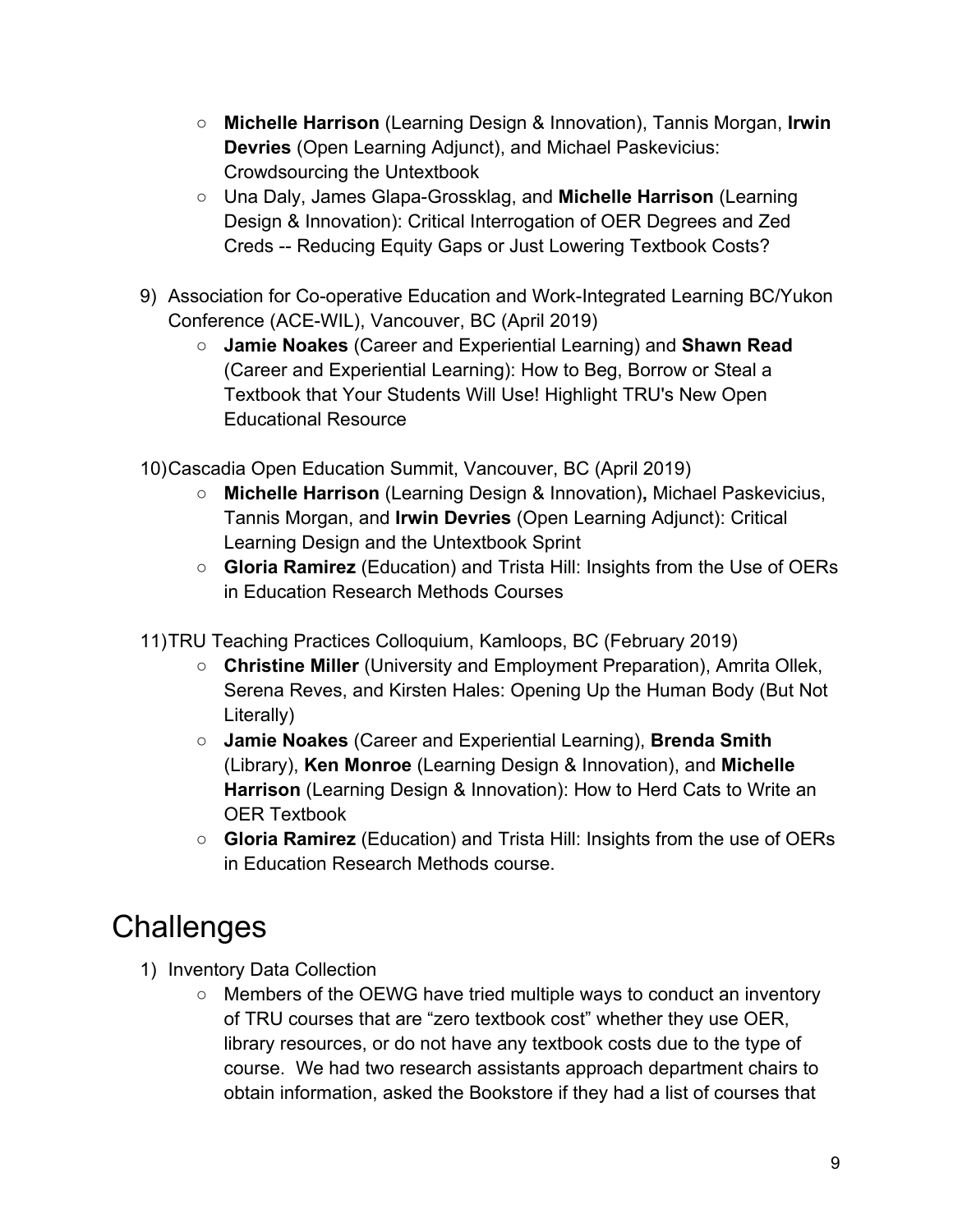- **Michelle Harrison** (Learning Design & Innovation), Tannis Morgan, **Irwin Devries** (Open Learning Adjunct), and Michael Paskevicius: Crowdsourcing the Untextbook
- Una Daly, James Glapa-Grossklag, and **Michelle Harrison** (Learning Design & Innovation): Critical Interrogation of OER Degrees and Zed Creds -- Reducing Equity Gaps or Just Lowering Textbook Costs?

9) Association for Co-operative Education and Work-Integrated Learning BC/Yukon Conference (ACE-WIL), Vancouver, BC (April 2019)
   - **Jamie Noakes** (Career and Experiential Learning) and **Shawn Read** (Career and Experiential Learning): How to Beg, Borrow or Steal a Textbook that Your Students Will Use! Highlight TRU's New Open Educational Resource

10) Cascadia Open Education Summit, Vancouver, BC (April 2019)
   - **Michelle Harrison** (Learning Design & Innovation)**,** Michael Paskevicius, Tannis Morgan, and **Irwin Devries** (Open Learning Adjunct): Critical Learning Design and the Untextbook Sprint
   - **Gloria Ramirez** (Education) and Trista Hill: Insights from the Use of OERs in Education Research Methods Courses

11) TRU Teaching Practices Colloquium, Kamloops, BC (February 2019)
   - **Christine Miller** (University and Employment Preparation), Amrita Ollek, Serena Reves, and Kirsten Hales: Opening Up the Human Body (But Not Literally)
   - **Jamie Noakes** (Career and Experiential Learning), **Brenda Smith** (Library), **Ken Monroe** (Learning Design & Innovation), and **Michelle Harrison** (Learning Design & Innovation): How to Herd Cats to Write an OER Textbook
   - **Gloria Ramirez** (Education) and Trista Hill: Insights from the use of OERs in Education Research Methods course.

# Challenges

1) Inventory Data Collection
   - Members of the OEWG have tried multiple ways to conduct an inventory of TRU courses that are "zero textbook cost" whether they use OER, library resources, or do not have any textbook costs due to the type of course. We had two research assistants approach department chairs to obtain information, asked the Bookstore if they had a list of courses that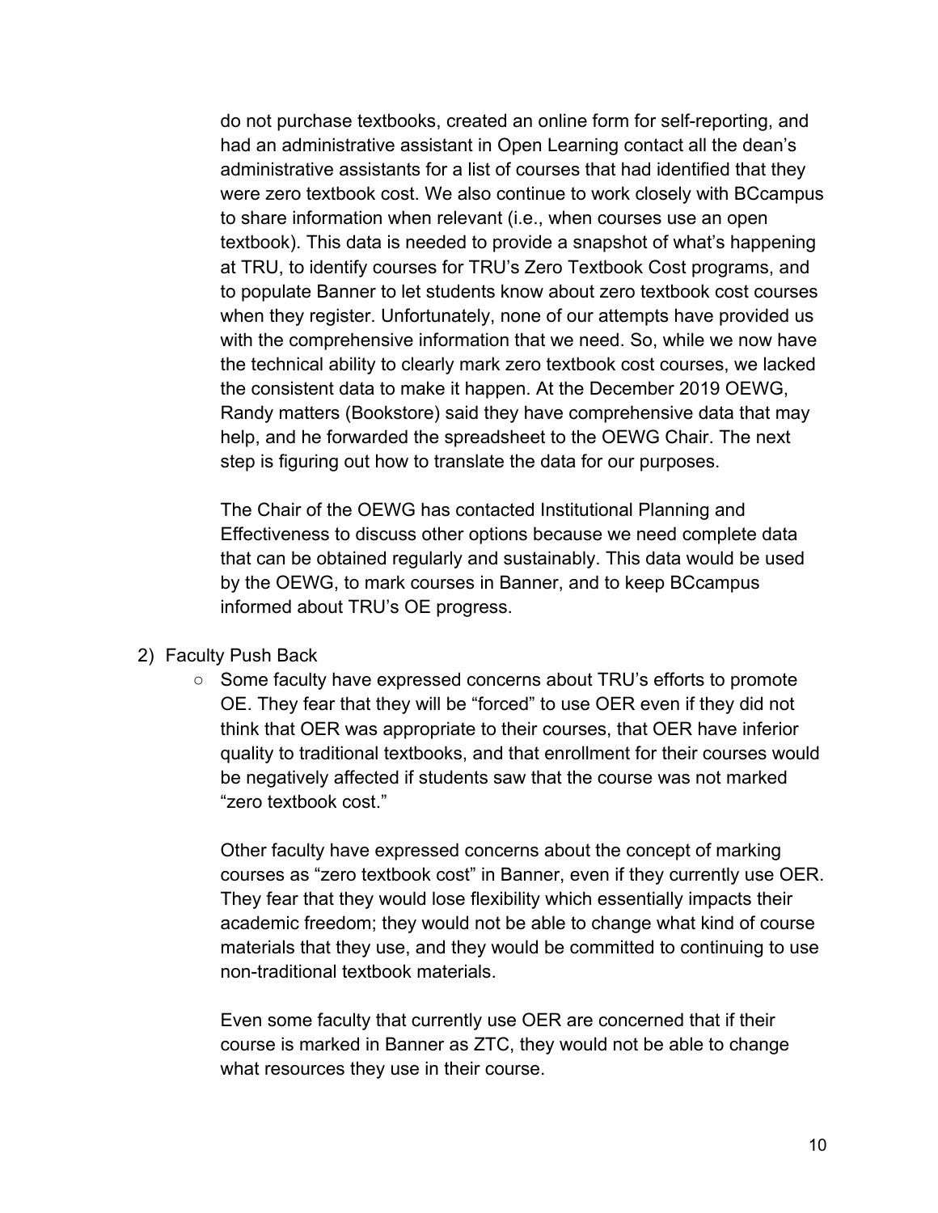do not purchase textbooks, created an online form for self-reporting, and had an administrative assistant in Open Learning contact all the dean's administrative assistants for a list of courses that had identified that they were zero textbook cost. We also continue to work closely with BCcampus to share information when relevant (i.e., when courses use an open textbook). This data is needed to provide a snapshot of what's happening at TRU, to identify courses for TRU's Zero Textbook Cost programs, and to populate Banner to let students know about zero textbook cost courses when they register. Unfortunately, none of our attempts have provided us with the comprehensive information that we need. So, while we now have the technical ability to clearly mark zero textbook cost courses, we lacked the consistent data to make it happen. At the December 2019 OEWG, Randy matters (Bookstore) said they have comprehensive data that may help, and he forwarded the spreadsheet to the OEWG Chair. The next step is figuring out how to translate the data for our purposes.

The Chair of the OEWG has contacted Institutional Planning and Effectiveness to discuss other options because we need complete data that can be obtained regularly and sustainably. This data would be used by the OEWG, to mark courses in Banner, and to keep BCcampus informed about TRU's OE progress.

2) Faculty Push Back
   - Some faculty have expressed concerns about TRU's efforts to promote OE. They fear that they will be "forced" to use OER even if they did not think that OER was appropriate to their courses, that OER have inferior quality to traditional textbooks, and that enrollment for their courses would be negatively affected if students saw that the course was not marked "zero textbook cost."

     Other faculty have expressed concerns about the concept of marking courses as "zero textbook cost" in Banner, even if they currently use OER. They fear that they would lose flexibility which essentially impacts their academic freedom; they would not be able to change what kind of course materials that they use, and they would be committed to continuing to use non-traditional textbook materials.

     Even some faculty that currently use OER are concerned that if their course is marked in Banner as ZTC, they would not be able to change what resources they use in their course.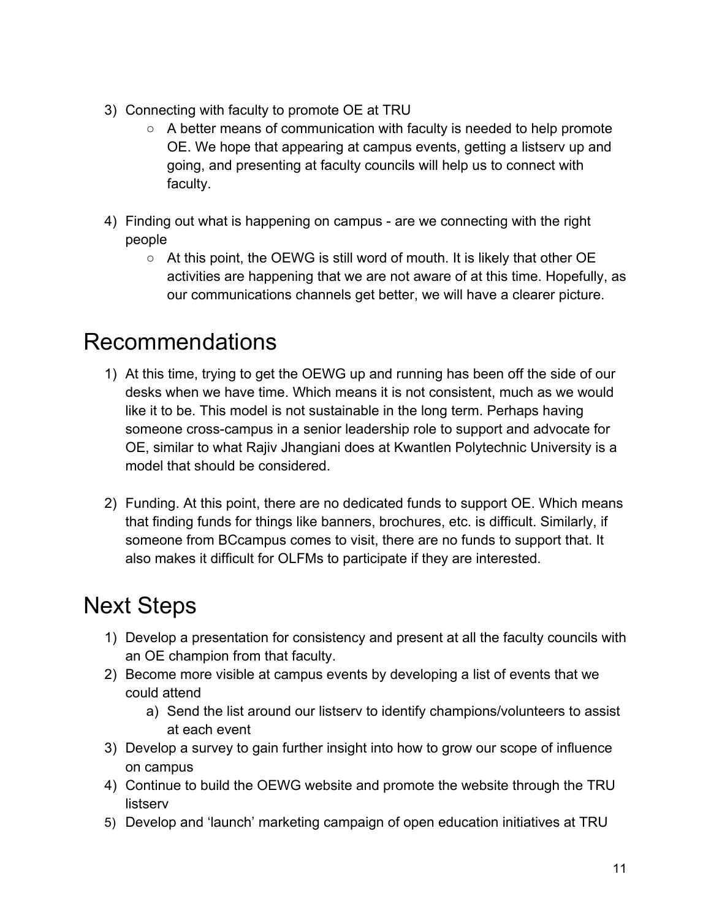3) Connecting with faculty to promote OE at TRU
    - A better means of communication with faculty is needed to help promote OE. We hope that appearing at campus events, getting a listserv up and going, and presenting at faculty councils will help us to connect with faculty.

4) Finding out what is happening on campus - are we connecting with the right people
    - At this point, the OEWG is still word of mouth. It is likely that other OE activities are happening that we are not aware of at this time. Hopefully, as our communications channels get better, we will have a clearer picture.

# Recommendations

1) At this time, trying to get the OEWG up and running has been off the side of our desks when we have time. Which means it is not consistent, much as we would like it to be. This model is not sustainable in the long term. Perhaps having someone cross-campus in a senior leadership role to support and advocate for OE, similar to what Rajiv Jhangiani does at Kwantlen Polytechnic University is a model that should be considered.

2) Funding. At this point, there are no dedicated funds to support OE. Which means that finding funds for things like banners, brochures, etc. is difficult. Similarly, if someone from BCcampus comes to visit, there are no funds to support that. It also makes it difficult for OLFMs to participate if they are interested.

# Next Steps

1) Develop a presentation for consistency and present at all the faculty councils with an OE champion from that faculty.
2) Become more visible at campus events by developing a list of events that we could attend
    a) Send the list around our listserv to identify champions/volunteers to assist at each event
3) Develop a survey to gain further insight into how to grow our scope of influence on campus
4) Continue to build the OEWG website and promote the website through the TRU listserv
5) Develop and ‘launch’ marketing campaign of open education initiatives at TRU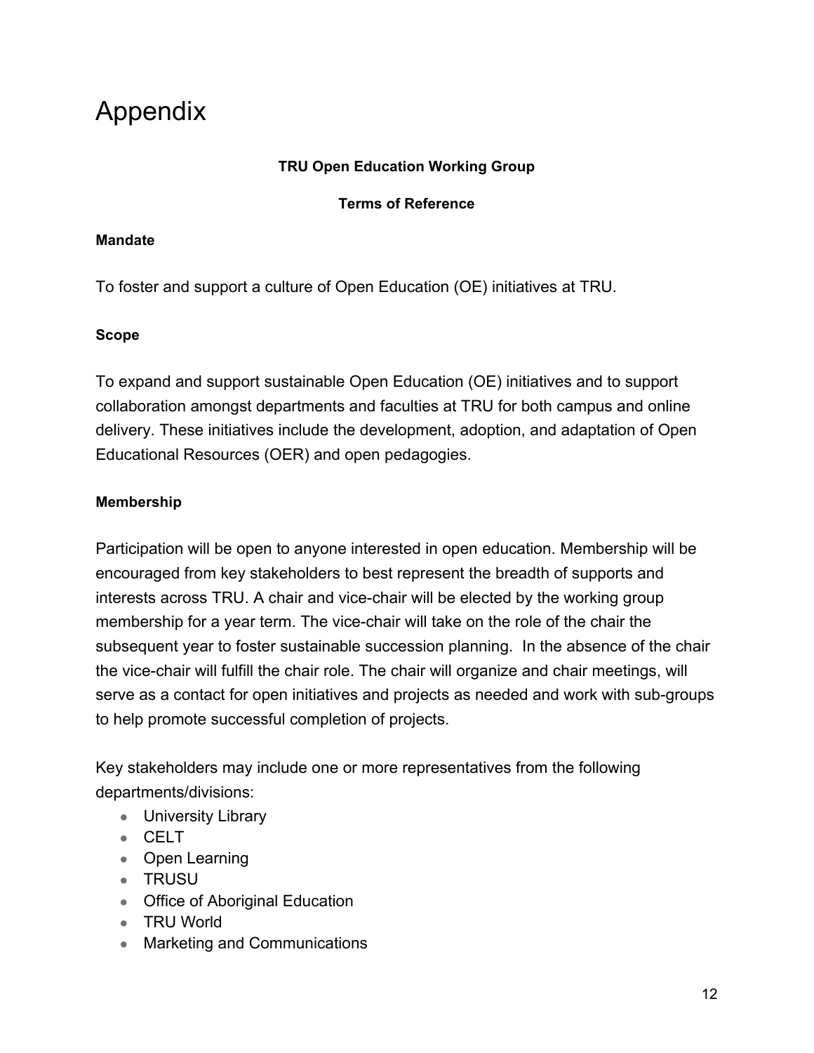# Appendix

**TRU Open Education Working Group**

**Terms of Reference**

**Mandate**

To foster and support a culture of Open Education (OE) initiatives at TRU.

**Scope**

To expand and support sustainable Open Education (OE) initiatives and to support collaboration amongst departments and faculties at TRU for both campus and online delivery. These initiatives include the development, adoption, and adaptation of Open Educational Resources (OER) and open pedagogies.

**Membership**

Participation will be open to anyone interested in open education. Membership will be encouraged from key stakeholders to best represent the breadth of supports and interests across TRU. A chair and vice-chair will be elected by the working group membership for a year term. The vice-chair will take on the role of the chair the subsequent year to foster sustainable succession planning. In the absence of the chair the vice-chair will fulfill the chair role. The chair will organize and chair meetings, will serve as a contact for open initiatives and projects as needed and work with sub-groups to help promote successful completion of projects.

Key stakeholders may include one or more representatives from the following departments/divisions:

- University Library
- CELT
- Open Learning
- TRUSU
- Office of Aboriginal Education
- TRU World
- Marketing and Communications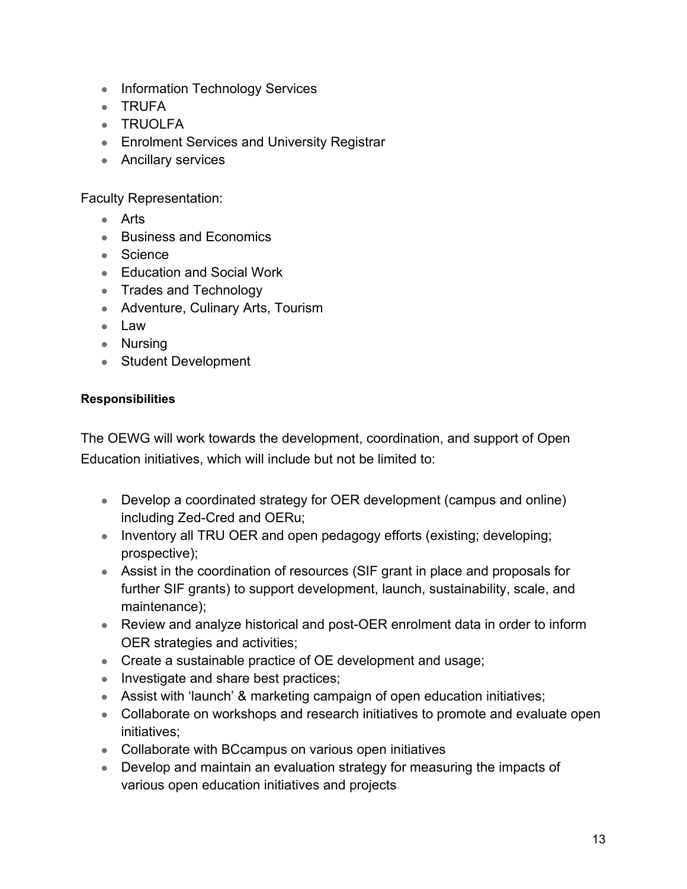- Information Technology Services
- TRUFA
- TRUOLFA
- Enrolment Services and University Registrar
- Ancillary services

Faculty Representation:

- Arts
- Business and Economics
- Science
- Education and Social Work
- Trades and Technology
- Adventure, Culinary Arts, Tourism
- Law
- Nursing
- Student Development

**Responsibilities**

The OEWG will work towards the development, coordination, and support of Open Education initiatives, which will include but not be limited to:

- Develop a coordinated strategy for OER development (campus and online) including Zed-Cred and OERu;
- Inventory all TRU OER and open pedagogy efforts (existing; developing; prospective);
- Assist in the coordination of resources (SIF grant in place and proposals for further SIF grants) to support development, launch, sustainability, scale, and maintenance);
- Review and analyze historical and post-OER enrolment data in order to inform OER strategies and activities;
- Create a sustainable practice of OE development and usage;
- Investigate and share best practices;
- Assist with 'launch' & marketing campaign of open education initiatives;
- Collaborate on workshops and research initiatives to promote and evaluate open initiatives;
- Collaborate with BCcampus on various open initiatives
- Develop and maintain an evaluation strategy for measuring the impacts of various open education initiatives and projects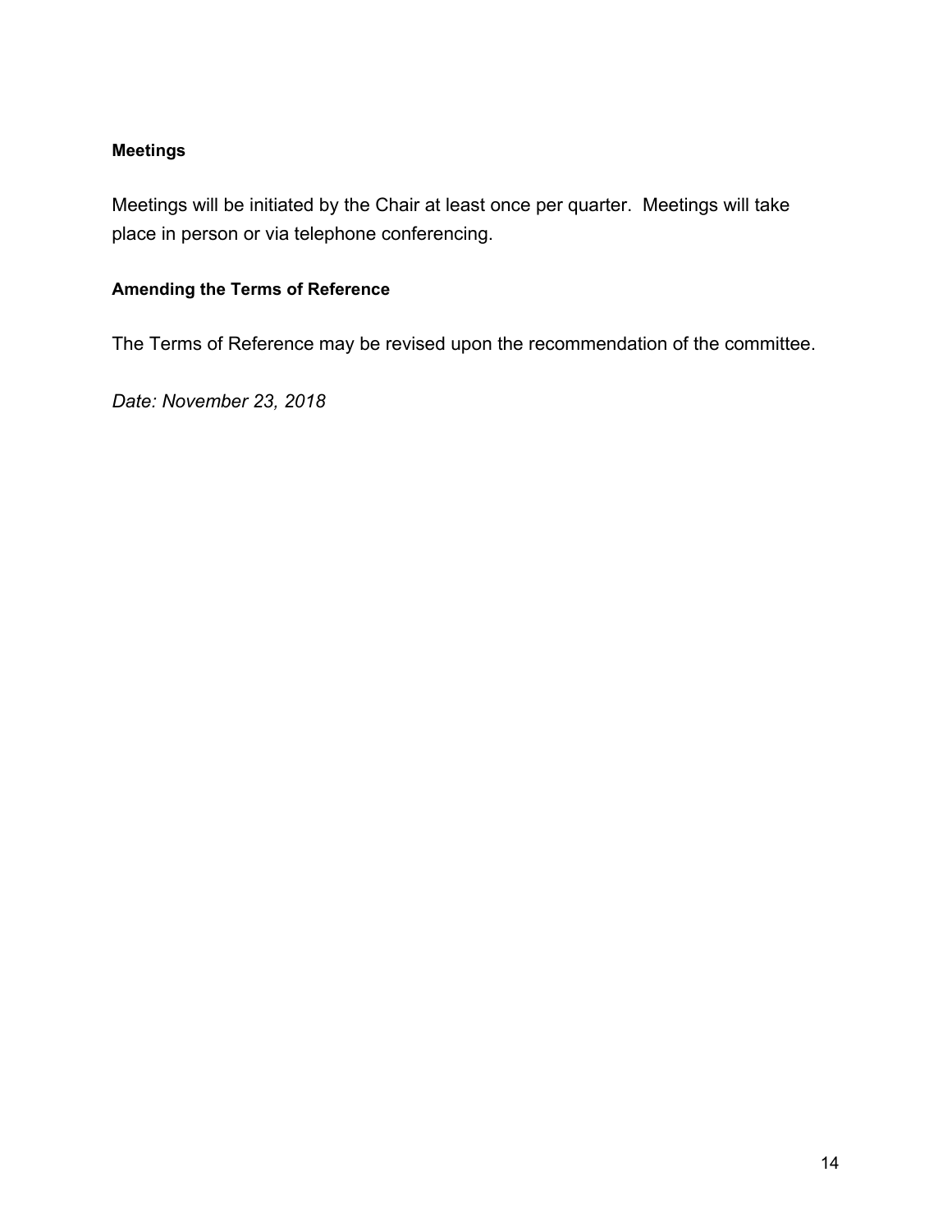**Meetings**

Meetings will be initiated by the Chair at least once per quarter.  Meetings will take place in person or via telephone conferencing.

**Amending the Terms of Reference**

The Terms of Reference may be revised upon the recommendation of the committee.

*Date: November 23, 2018*